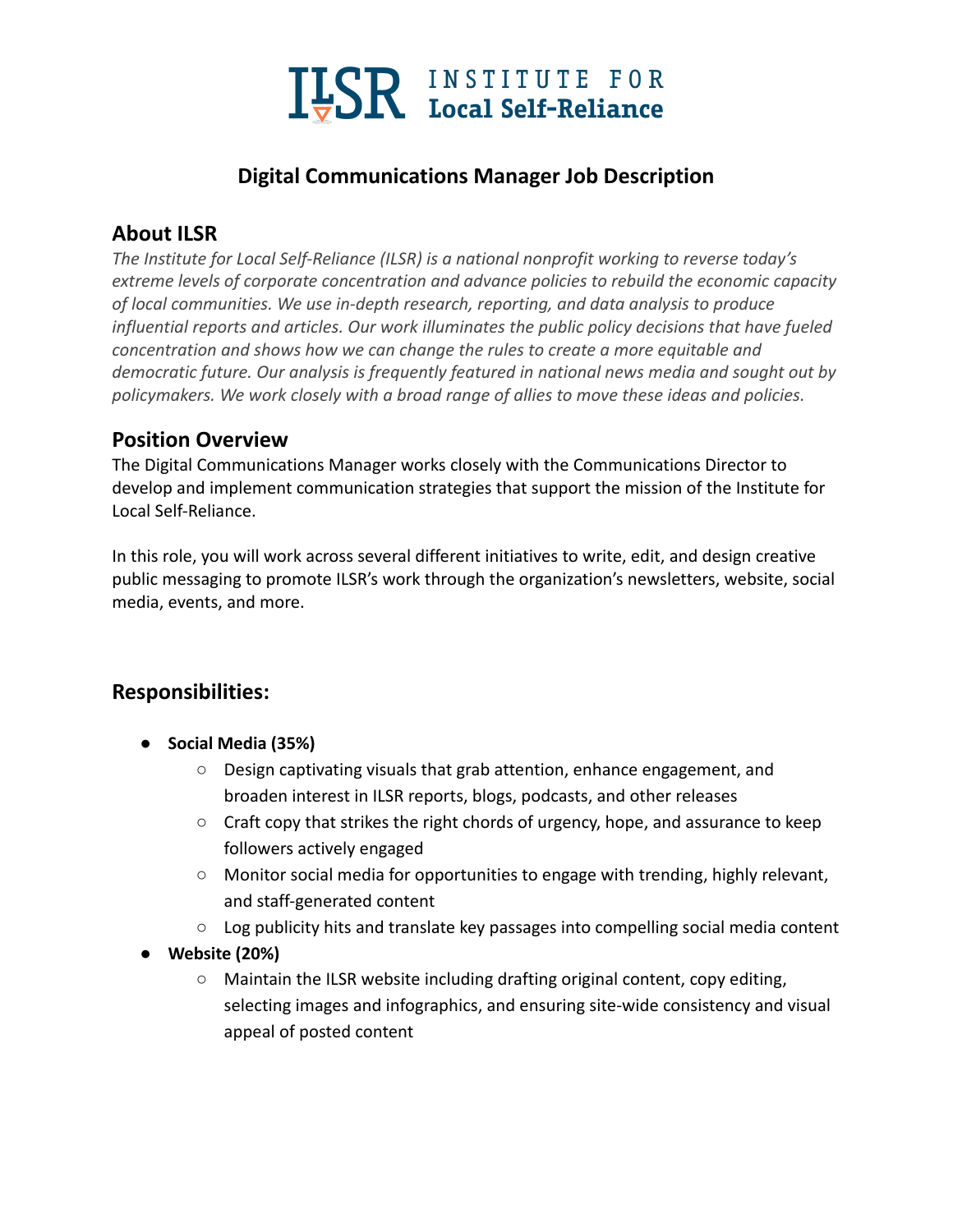# ILSR INSTITUTE FOR Local Self-Reliance

## Digital Communications Manager Job Description

### About ILSR

*The Institute for Local Self-Reliance (ILSR) is a national nonprofit working to reverse today's extreme levels of corporate concentration and advance policies to rebuild the economic capacity of local communities. We use in-depth research, reporting, and data analysis to produce influential reports and articles. Our work illuminates the public policy decisions that have fueled concentration and shows how we can change the rules to create a more equitable and democratic future. Our analysis is frequently featured in national news media and sought out by policymakers. We work closely with a broad range of allies to move these ideas and policies.*

### Position Overview

The Digital Communications Manager works closely with the Communications Director to develop and implement communication strategies that support the mission of the Institute for Local Self-Reliance.

In this role, you will work across several different initiatives to write, edit, and design creative public messaging to promote ILSR's work through the organization's newsletters, website, social media, events, and more.

### Responsibilities:

- **Social Media (35%)**
  - Design captivating visuals that grab attention, enhance engagement, and broaden interest in ILSR reports, blogs, podcasts, and other releases
  - Craft copy that strikes the right chords of urgency, hope, and assurance to keep followers actively engaged
  - Monitor social media for opportunities to engage with trending, highly relevant, and staff-generated content
  - Log publicity hits and translate key passages into compelling social media content
- **Website (20%)**
  - Maintain the ILSR website including drafting original content, copy editing, selecting images and infographics, and ensuring site-wide consistency and visual appeal of posted content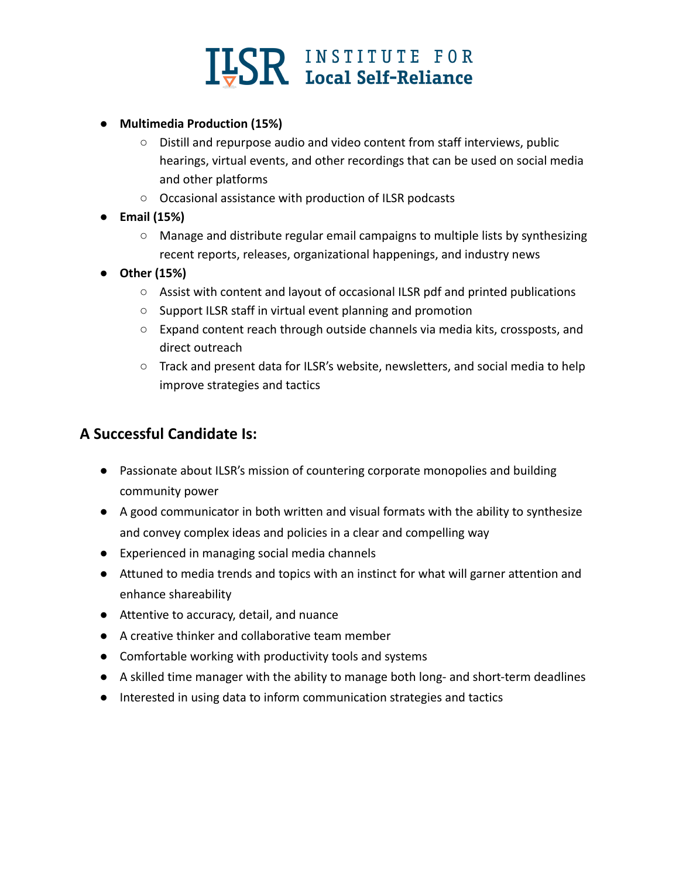- **Multimedia Production (15%)**
  - Distill and repurpose audio and video content from staff interviews, public hearings, virtual events, and other recordings that can be used on social media and other platforms
  - Occasional assistance with production of ILSR podcasts
- **Email (15%)**
  - Manage and distribute regular email campaigns to multiple lists by synthesizing recent reports, releases, organizational happenings, and industry news
- **Other (15%)**
  - Assist with content and layout of occasional ILSR pdf and printed publications
  - Support ILSR staff in virtual event planning and promotion
  - Expand content reach through outside channels via media kits, crossposts, and direct outreach
  - Track and present data for ILSR's website, newsletters, and social media to help improve strategies and tactics

## A Successful Candidate Is:

- Passionate about ILSR's mission of countering corporate monopolies and building community power
- A good communicator in both written and visual formats with the ability to synthesize and convey complex ideas and policies in a clear and compelling way
- Experienced in managing social media channels
- Attuned to media trends and topics with an instinct for what will garner attention and enhance shareability
- Attentive to accuracy, detail, and nuance
- A creative thinker and collaborative team member
- Comfortable working with productivity tools and systems
- A skilled time manager with the ability to manage both long- and short-term deadlines
- Interested in using data to inform communication strategies and tactics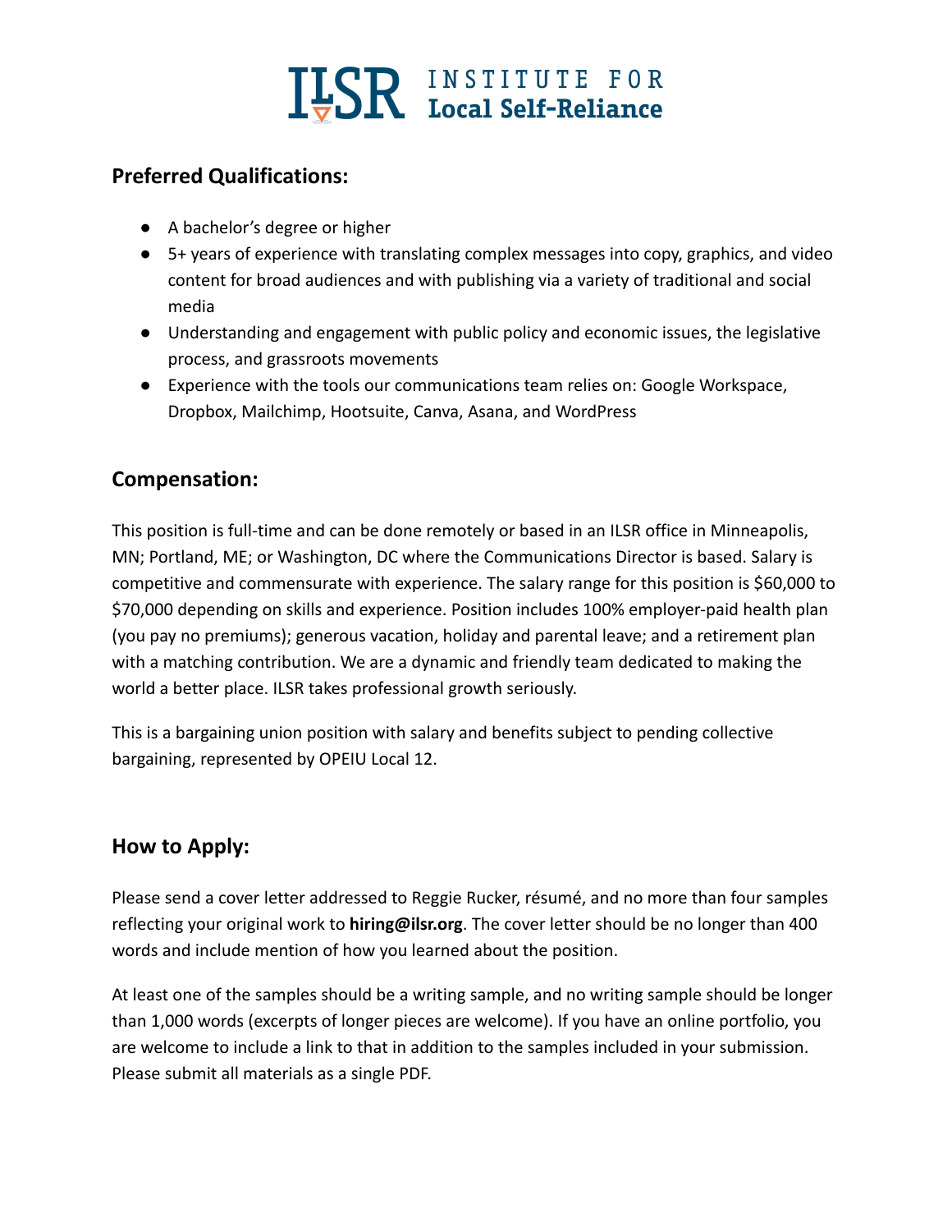## Preferred Qualifications:

- A bachelor's degree or higher
- 5+ years of experience with translating complex messages into copy, graphics, and video content for broad audiences and with publishing via a variety of traditional and social media
- Understanding and engagement with public policy and economic issues, the legislative process, and grassroots movements
- Experience with the tools our communications team relies on: Google Workspace, Dropbox, Mailchimp, Hootsuite, Canva, Asana, and WordPress

## Compensation:

This position is full-time and can be done remotely or based in an ILSR office in Minneapolis, MN; Portland, ME; or Washington, DC where the Communications Director is based. Salary is competitive and commensurate with experience. The salary range for this position is $60,000 to $70,000 depending on skills and experience. Position includes 100% employer-paid health plan (you pay no premiums); generous vacation, holiday and parental leave; and a retirement plan with a matching contribution. We are a dynamic and friendly team dedicated to making the world a better place. ILSR takes professional growth seriously.

This is a bargaining union position with salary and benefits subject to pending collective bargaining, represented by OPEIU Local 12.

## How to Apply:

Please send a cover letter addressed to Reggie Rucker, résumé, and no more than four samples reflecting your original work to **hiring@ilsr.org**. The cover letter should be no longer than 400 words and include mention of how you learned about the position.

At least one of the samples should be a writing sample, and no writing sample should be longer than 1,000 words (excerpts of longer pieces are welcome). If you have an online portfolio, you are welcome to include a link to that in addition to the samples included in your submission. Please submit all materials as a single PDF.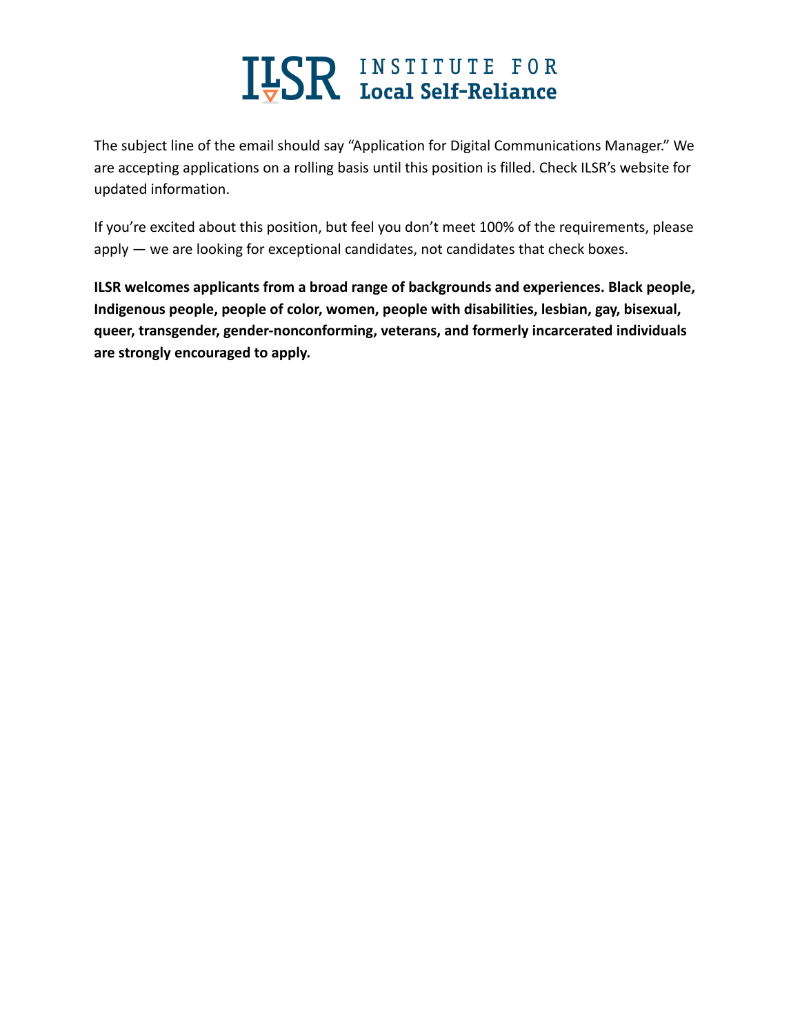The subject line of the email should say "Application for Digital Communications Manager." We are accepting applications on a rolling basis until this position is filled. Check ILSR's website for updated information.

If you're excited about this position, but feel you don't meet 100% of the requirements, please apply — we are looking for exceptional candidates, not candidates that check boxes.

**ILSR welcomes applicants from a broad range of backgrounds and experiences. Black people, Indigenous people, people of color, women, people with disabilities, lesbian, gay, bisexual, queer, transgender, gender-nonconforming, veterans, and formerly incarcerated individuals are strongly encouraged to apply.**